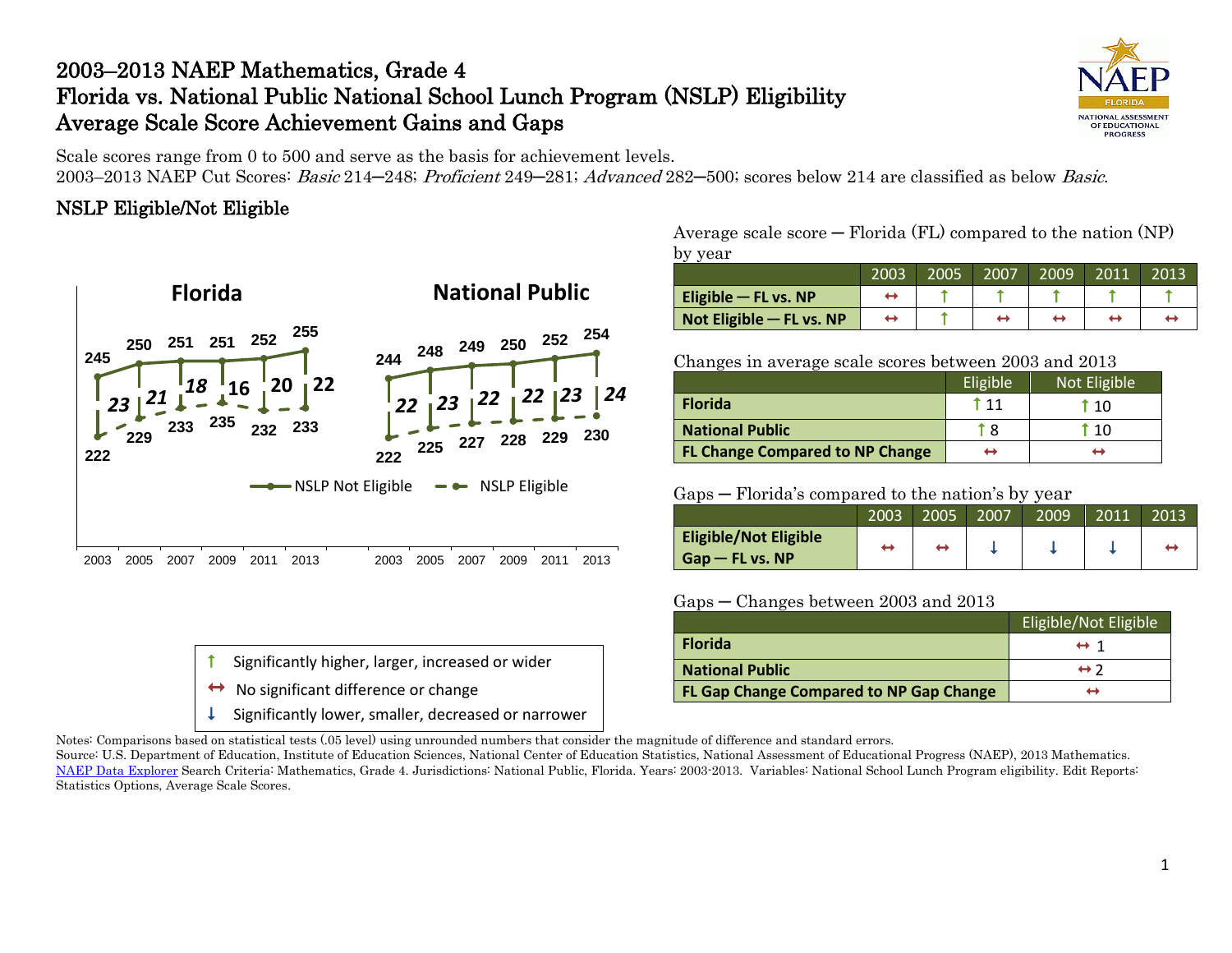# 2003–2013 NAEP Mathematics, Grade 4
# Florida vs. National Public National School Lunch Program (NSLP) Eligibility
# Average Scale Score Achievement Gains and Gaps

Scale scores range from 0 to 500 and serve as the basis for achievement levels.
2003–2013 NAEP Cut Scores: *Basic* 214–248; *Proficient* 249–281; *Advanced* 282–500; scores below 214 are classified as below *Basic*.

## NSLP Eligible/Not Eligible

**Florida**

| Year | NSLP Not Eligible | NSLP Eligible | Gap |
|---|---|---|---|
| 2003 | 245 | 222 | 23 |
| 2005 | 250 | 229 | 21 |
| 2007 | 251 | 233 | 18 |
| 2009 | 251 | 235 | 16 |
| 2011 | 252 | 232 | 20 |
| 2013 | 255 | 233 | 22 |

**National Public**

| Year | NSLP Not Eligible | NSLP Eligible | Gap |
|---|---|---|---|
| 2003 | 244 | 222 | 22 |
| 2005 | 248 | 225 | 23 |
| 2007 | 249 | 227 | 22 |
| 2009 | 250 | 228 | 22 |
| 2011 | 252 | 229 | 23 |
| 2013 | 254 | 230 | 24 |

Average scale score — Florida (FL) compared to the nation (NP) by year

| | 2003 | 2005 | 2007 | 2009 | 2011 | 2013 |
|---|---|---|---|---|---|---|
| **Eligible — FL vs. NP** | ↔ | ↑ | ↑ | ↑ | ↑ | ↑ |
| **Not Eligible — FL vs. NP** | ↔ | ↑ | ↔ | ↔ | ↔ | ↔ |

Changes in average scale scores between 2003 and 2013

| | Eligible | Not Eligible |
|---|---|---|
| **Florida** | ↑ 11 | ↑ 10 |
| **National Public** | ↑ 8 | ↑ 10 |
| **FL Change Compared to NP Change** | ↔ | ↔ |

Gaps — Florida's compared to the nation's by year

| | 2003 | 2005 | 2007 | 2009 | 2011 | 2013 |
|---|---|---|---|---|---|---|
| **Eligible/Not Eligible Gap — FL vs. NP** | ↔ | ↔ | ↓ | ↓ | ↓ | ↔ |

Gaps — Changes between 2003 and 2013

| | Eligible/Not Eligible |
|---|---|
| **Florida** | ↔ 1 |
| **National Public** | ↔ 2 |
| **FL Gap Change Compared to NP Gap Change** | ↔ |

↑ Significantly higher, larger, increased or wider
↔ No significant difference or change
↓ Significantly lower, smaller, decreased or narrower

Notes: Comparisons based on statistical tests (.05 level) using unrounded numbers that consider the magnitude of difference and standard errors.
Source: U.S. Department of Education, Institute of Education Sciences, National Center of Education Statistics, National Assessment of Educational Progress (NAEP), 2013 Mathematics. NAEP Data Explorer Search Criteria: Mathematics, Grade 4. Jurisdictions: National Public, Florida. Years: 2003-2013. Variables: National School Lunch Program eligibility. Edit Reports: Statistics Options, Average Scale Scores.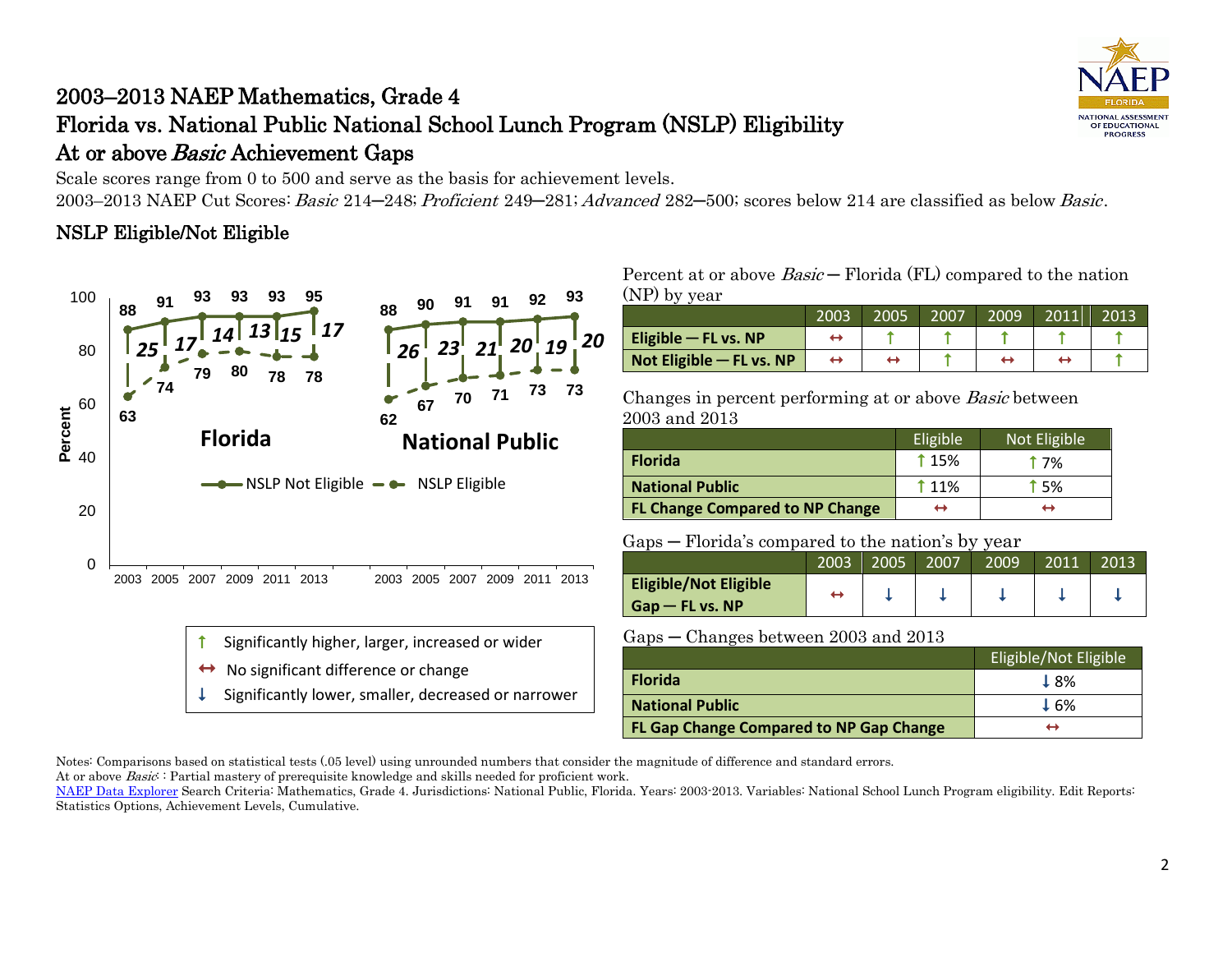# 2003–2013 NAEP Mathematics, Grade 4
# Florida vs. National Public National School Lunch Program (NSLP) Eligibility
# At or above *Basic* Achievement Gaps

Scale scores range from 0 to 500 and serve as the basis for achievement levels.
2003–2013 NAEP Cut Scores: *Basic* 214─248; *Proficient* 249─281; *Advanced* 282─500; scores below 214 are classified as below *Basic*.

## NSLP Eligible/Not Eligible

**Florida**

| Year | NSLP Not Eligible | NSLP Eligible | Gap |
|---|---|---|---|
| 2003 | 88 | 63 | 25 |
| 2005 | 91 | 74 | 17 |
| 2007 | 93 | 79 | 14 |
| 2009 | 93 | 80 | 13 |
| 2011 | 93 | 78 | 15 |
| 2013 | 95 | 78 | 17 |

**National Public**

| Year | NSLP Not Eligible | NSLP Eligible | Gap |
|---|---|---|---|
| 2003 | 88 | 62 | 26 |
| 2005 | 90 | 67 | 23 |
| 2007 | 91 | 70 | 21 |
| 2009 | 91 | 71 | 20 |
| 2011 | 92 | 73 | 19 |
| 2013 | 93 | 73 | 20 |

- ↑ Significantly higher, larger, increased or wider
- ↔ No significant difference or change
- ↓ Significantly lower, smaller, decreased or narrower

Percent at or above *Basic* ─ Florida (FL) compared to the nation (NP) by year

| | 2003 | 2005 | 2007 | 2009 | 2011 | 2013 |
|---|---|---|---|---|---|---|
| **Eligible ─ FL vs. NP** | ↔ | ↑ | ↑ | ↑ | ↑ | ↑ |
| **Not Eligible ─ FL vs. NP** | ↔ | ↔ | ↑ | ↔ | ↔ | ↑ |

Changes in percent performing at or above *Basic* between 2003 and 2013

| | Eligible | Not Eligible |
|---|---|---|
| **Florida** | ↑ 15% | ↑ 7% |
| **National Public** | ↑ 11% | ↑ 5% |
| **FL Change Compared to NP Change** | ↔ | ↔ |

Gaps ─ Florida's compared to the nation's by year

| | 2003 | 2005 | 2007 | 2009 | 2011 | 2013 |
|---|---|---|---|---|---|---|
| **Eligible/Not Eligible Gap ─ FL vs. NP** | ↔ | ↓ | ↓ | ↓ | ↓ | ↓ |

Gaps ─ Changes between 2003 and 2013

| | Eligible/Not Eligible |
|---|---|
| **Florida** | ↓ 8% |
| **National Public** | ↓ 6% |
| **FL Gap Change Compared to NP Gap Change** | ↔ |

Notes: Comparisons based on statistical tests (.05 level) using unrounded numbers that consider the magnitude of difference and standard errors.
At or above *Basic*: : Partial mastery of prerequisite knowledge and skills needed for proficient work.
NAEP Data Explorer Search Criteria: Mathematics, Grade 4. Jurisdictions: National Public, Florida. Years: 2003-2013. Variables: National School Lunch Program eligibility. Edit Reports: Statistics Options, Achievement Levels, Cumulative.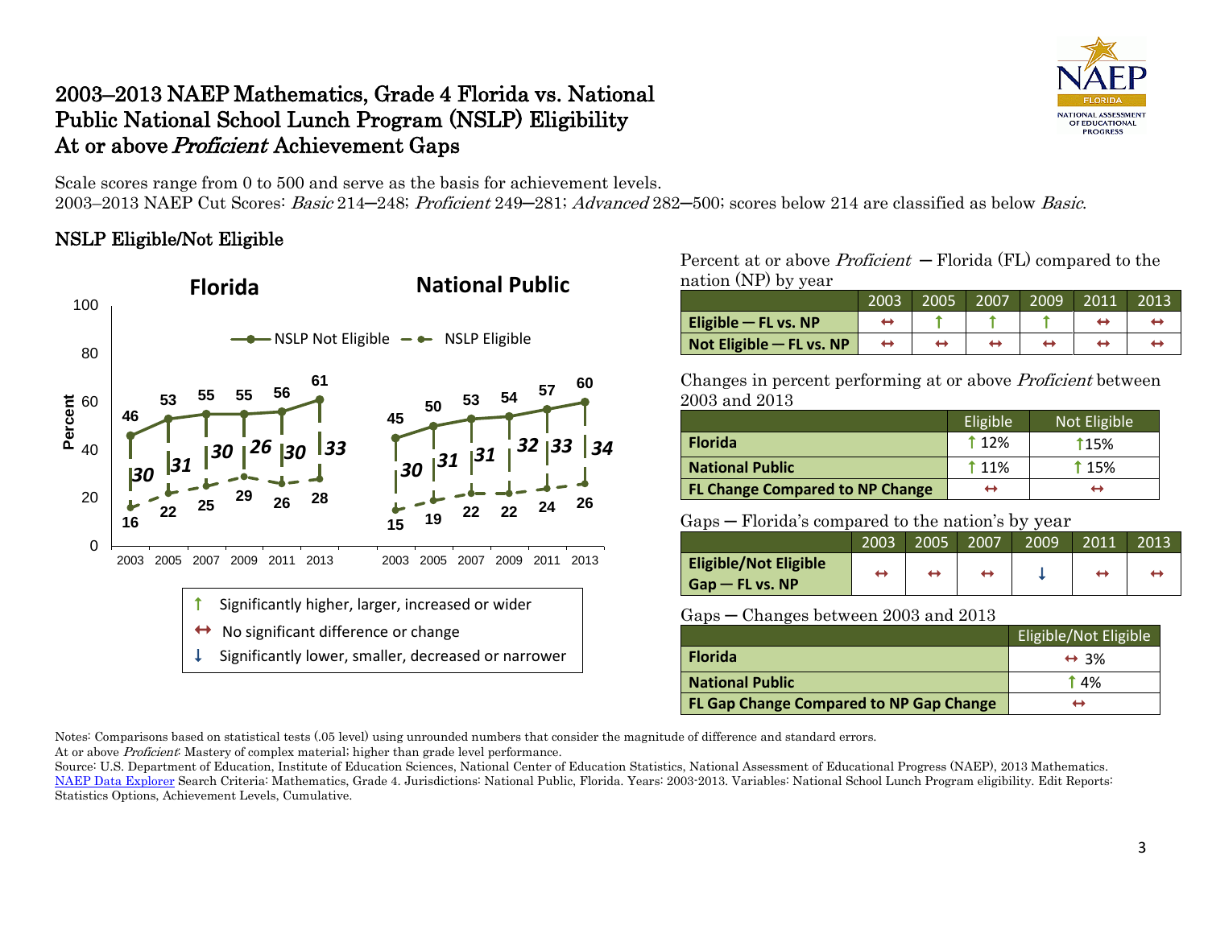# 2003–2013 NAEP Mathematics, Grade 4 Florida vs. National Public National School Lunch Program (NSLP) Eligibility At or above *Proficient* Achievement Gaps

Scale scores range from 0 to 500 and serve as the basis for achievement levels.
2003–2013 NAEP Cut Scores: *Basic* 214–248; *Proficient* 249–281; *Advanced* 282–500; scores below 214 are classified as below *Basic*.

## NSLP Eligible/Not Eligible

Florida

National Public

NSLP Not Eligible
NSLP Eligible

Percent

100
80
60
40
20
0

Florida: 46 53 55 55 56 61
Florida: 30 31 30 26 30 33
Florida: 16 22 25 29 26 28
2003 2005 2007 2009 2011 2013

National Public: 45 50 53 54 57 60
National Public: 30 31 31 32 33 34
National Public: 15 19 22 22 24 26
2003 2005 2007 2009 2011 2013

↑ Significantly higher, larger, increased or wider
↔ No significant difference or change
↓ Significantly lower, smaller, decreased or narrower

Percent at or above *Proficient* — Florida (FL) compared to the nation (NP) by year

| | 2003 | 2005 | 2007 | 2009 | 2011 | 2013 |
|---|---|---|---|---|---|---|
| **Eligible — FL vs. NP** | ↔ | ↑ | ↑ | ↑ | ↔ | ↔ |
| **Not Eligible — FL vs. NP** | ↔ | ↔ | ↔ | ↔ | ↔ | ↔ |

Changes in percent performing at or above *Proficient* between 2003 and 2013

| | Eligible | Not Eligible |
|---|---|---|
| **Florida** | ↑ 12% | ↑15% |
| **National Public** | ↑ 11% | ↑ 15% |
| **FL Change Compared to NP Change** | ↔ | ↔ |

Gaps — Florida's compared to the nation's by year

| | 2003 | 2005 | 2007 | 2009 | 2011 | 2013 |
|---|---|---|---|---|---|---|
| **Eligible/Not Eligible Gap — FL vs. NP** | ↔ | ↔ | ↔ | ↓ | ↔ | ↔ |

Gaps — Changes between 2003 and 2013

| | Eligible/Not Eligible |
|---|---|
| **Florida** | ↔ 3% |
| **National Public** | ↑ 4% |
| **FL Gap Change Compared to NP Gap Change** | ↔ |

Notes: Comparisons based on statistical tests (.05 level) using unrounded numbers that consider the magnitude of difference and standard errors.
At or above *Proficient*: Mastery of complex material; higher than grade level performance.
Source: U.S. Department of Education, Institute of Education Sciences, National Center of Education Statistics, National Assessment of Educational Progress (NAEP), 2013 Mathematics. NAEP Data Explorer Search Criteria: Mathematics, Grade 4. Jurisdictions: National Public, Florida. Years: 2003-2013. Variables: National School Lunch Program eligibility. Edit Reports: Statistics Options, Achievement Levels, Cumulative.